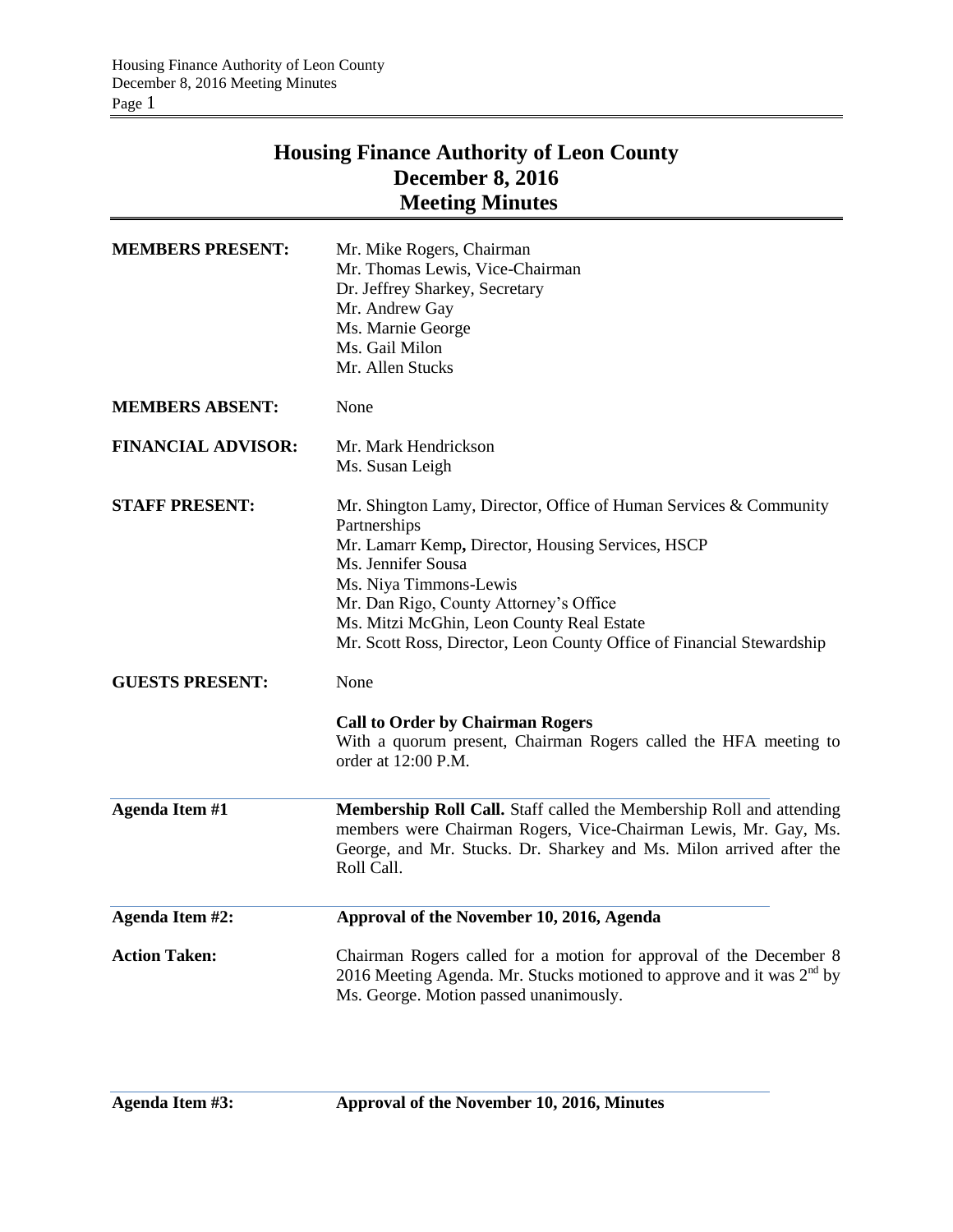# Housing Finance Authority of Leon County
## December 8, 2016
## Meeting Minutes

**MEMBERS PRESENT:** Mr. Mike Rogers, Chairman
Mr. Thomas Lewis, Vice-Chairman
Dr. Jeffrey Sharkey, Secretary
Mr. Andrew Gay
Ms. Marnie George
Ms. Gail Milon
Mr. Allen Stucks

**MEMBERS ABSENT:** None

**FINANCIAL ADVISOR:** Mr. Mark Hendrickson
Ms. Susan Leigh

**STAFF PRESENT:** Mr. Shington Lamy, Director, Office of Human Services & Community Partnerships
Mr. Lamarr Kemp**,** Director, Housing Services, HSCP
Ms. Jennifer Sousa
Ms. Niya Timmons-Lewis
Mr. Dan Rigo, County Attorney's Office
Ms. Mitzi McGhin, Leon County Real Estate
Mr. Scott Ross, Director, Leon County Office of Financial Stewardship

**GUESTS PRESENT:** None

**Call to Order by Chairman Rogers**
With a quorum present, Chairman Rogers called the HFA meeting to order at 12:00 P.M.

**Agenda Item #1** — **Membership Roll Call.** Staff called the Membership Roll and attending members were Chairman Rogers, Vice-Chairman Lewis, Mr. Gay, Ms. George, and Mr. Stucks. Dr. Sharkey and Ms. Milon arrived after the Roll Call.

**Agenda Item #2:** **Approval of the November 10, 2016, Agenda**

**Action Taken:** Chairman Rogers called for a motion for approval of the December 8 2016 Meeting Agenda. Mr. Stucks motioned to approve and it was 2nd by Ms. George. Motion passed unanimously.

**Agenda Item #3:** **Approval of the November 10, 2016, Minutes**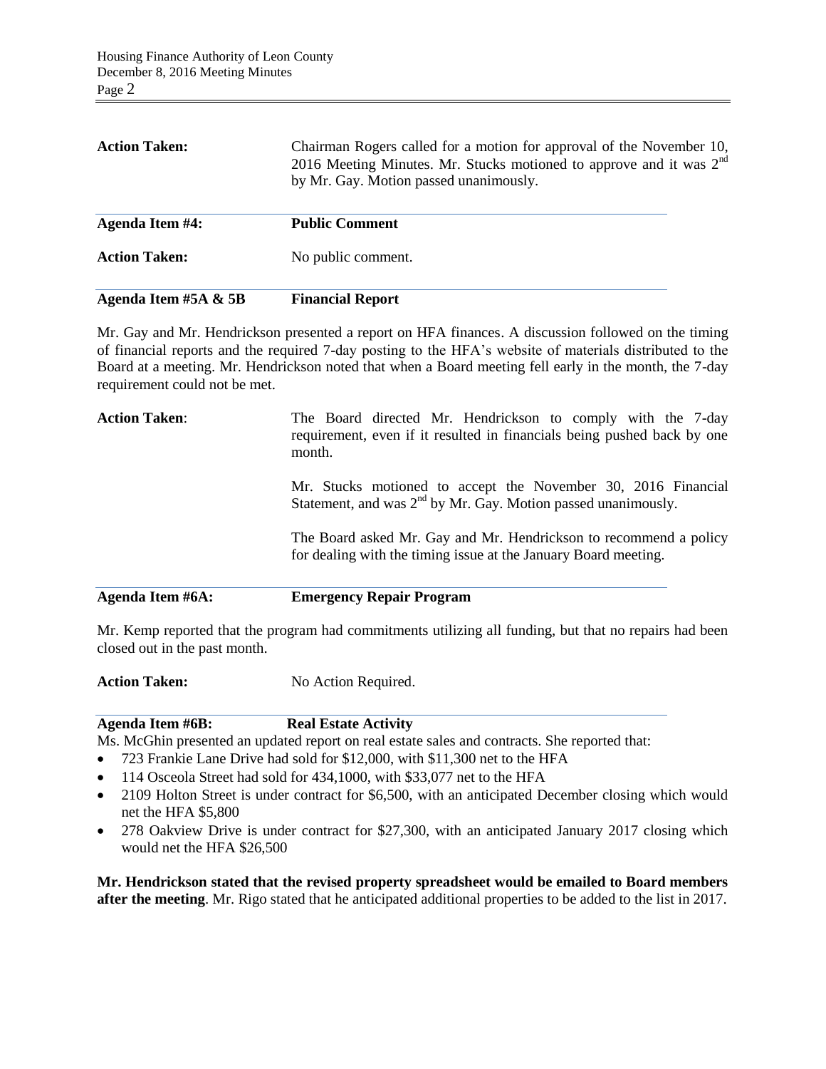| | |
|---|---|
| **Action Taken:** | Chairman Rogers called for a motion for approval of the November 10, 2016 Meeting Minutes. Mr. Stucks motioned to approve and it was 2nd by Mr. Gay. Motion passed unanimously. |

| | |
|---|---|
| **Agenda Item #4:** | **Public Comment** |
| **Action Taken:** | No public comment. |

| | |
|---|---|
| **Agenda Item #5A & 5B** | **Financial Report** |

Mr. Gay and Mr. Hendrickson presented a report on HFA finances. A discussion followed on the timing of financial reports and the required 7-day posting to the HFA's website of materials distributed to the Board at a meeting. Mr. Hendrickson noted that when a Board meeting fell early in the month, the 7-day requirement could not be met.

**Action Taken**: The Board directed Mr. Hendrickson to comply with the 7-day requirement, even if it resulted in financials being pushed back by one month.

Mr. Stucks motioned to accept the November 30, 2016 Financial Statement, and was 2nd by Mr. Gay. Motion passed unanimously.

The Board asked Mr. Gay and Mr. Hendrickson to recommend a policy for dealing with the timing issue at the January Board meeting.

| | |
|---|---|
| **Agenda Item #6A:** | **Emergency Repair Program** |

Mr. Kemp reported that the program had commitments utilizing all funding, but that no repairs had been closed out in the past month.

**Action Taken:** No Action Required.

| | |
|---|---|
| **Agenda Item #6B:** | **Real Estate Activity** |

Ms. McGhin presented an updated report on real estate sales and contracts. She reported that:

- 723 Frankie Lane Drive had sold for $12,000, with $11,300 net to the HFA
- 114 Osceola Street had sold for 434,1000, with $33,077 net to the HFA
- 2109 Holton Street is under contract for $6,500, with an anticipated December closing which would net the HFA $5,800
- 278 Oakview Drive is under contract for $27,300, with an anticipated January 2017 closing which would net the HFA $26,500

**Mr. Hendrickson stated that the revised property spreadsheet would be emailed to Board members after the meeting**. Mr. Rigo stated that he anticipated additional properties to be added to the list in 2017.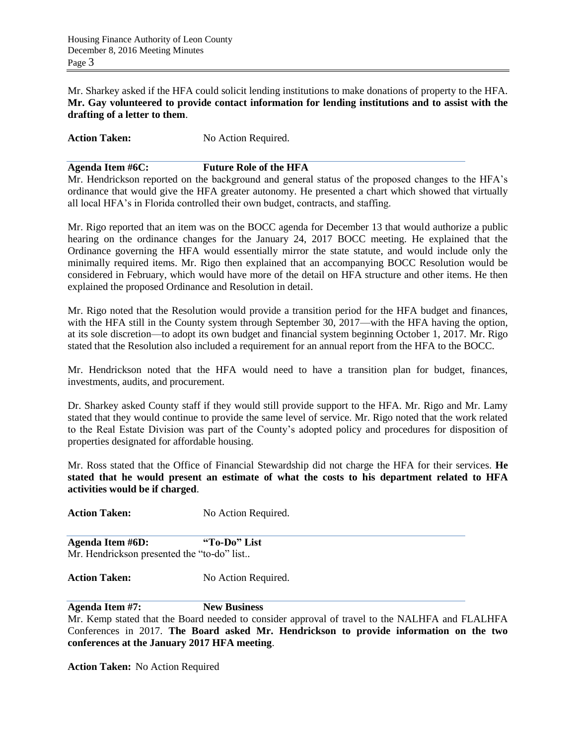Mr. Sharkey asked if the HFA could solicit lending institutions to make donations of property to the HFA. **Mr. Gay volunteered to provide contact information for lending institutions and to assist with the drafting of a letter to them**.

**Action Taken:** No Action Required.

**Agenda Item #6C: Future Role of the HFA**

Mr. Hendrickson reported on the background and general status of the proposed changes to the HFA's ordinance that would give the HFA greater autonomy. He presented a chart which showed that virtually all local HFA's in Florida controlled their own budget, contracts, and staffing.

Mr. Rigo reported that an item was on the BOCC agenda for December 13 that would authorize a public hearing on the ordinance changes for the January 24, 2017 BOCC meeting. He explained that the Ordinance governing the HFA would essentially mirror the state statute, and would include only the minimally required items. Mr. Rigo then explained that an accompanying BOCC Resolution would be considered in February, which would have more of the detail on HFA structure and other items. He then explained the proposed Ordinance and Resolution in detail.

Mr. Rigo noted that the Resolution would provide a transition period for the HFA budget and finances, with the HFA still in the County system through September 30, 2017—with the HFA having the option, at its sole discretion—to adopt its own budget and financial system beginning October 1, 2017. Mr. Rigo stated that the Resolution also included a requirement for an annual report from the HFA to the BOCC.

Mr. Hendrickson noted that the HFA would need to have a transition plan for budget, finances, investments, audits, and procurement.

Dr. Sharkey asked County staff if they would still provide support to the HFA. Mr. Rigo and Mr. Lamy stated that they would continue to provide the same level of service. Mr. Rigo noted that the work related to the Real Estate Division was part of the County's adopted policy and procedures for disposition of properties designated for affordable housing.

Mr. Ross stated that the Office of Financial Stewardship did not charge the HFA for their services. **He stated that he would present an estimate of what the costs to his department related to HFA activities would be if charged**.

**Action Taken:** No Action Required.

**Agenda Item #6D: "To-Do" List**

Mr. Hendrickson presented the "to-do" list..

**Action Taken:** No Action Required.

**Agenda Item #7: New Business**

Mr. Kemp stated that the Board needed to consider approval of travel to the NALHFA and FLALHFA Conferences in 2017. **The Board asked Mr. Hendrickson to provide information on the two conferences at the January 2017 HFA meeting**.

**Action Taken:** No Action Required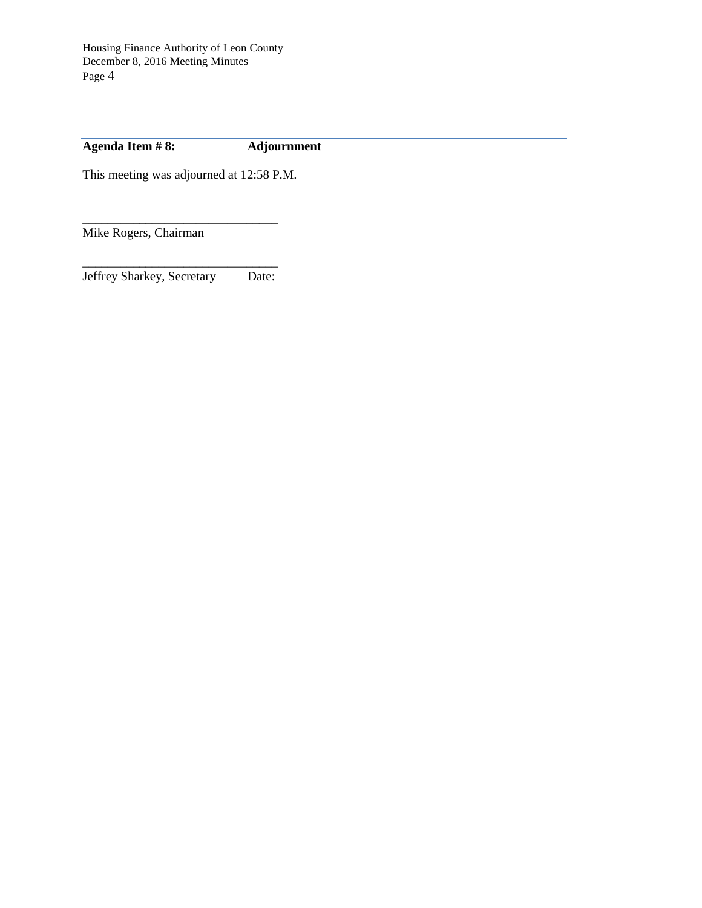**Agenda Item # 8: Adjournment**

This meeting was adjourned at 12:58 P.M.

\_\_\_\_\_\_\_\_\_\_\_\_\_\_\_\_\_\_\_\_\_\_\_\_\_\_\_\_\_\_\_\_

Mike Rogers, Chairman

\_\_\_\_\_\_\_\_\_\_\_\_\_\_\_\_\_\_\_\_\_\_\_\_\_\_\_\_\_\_\_\_

Jeffrey Sharkey, Secretary Date: